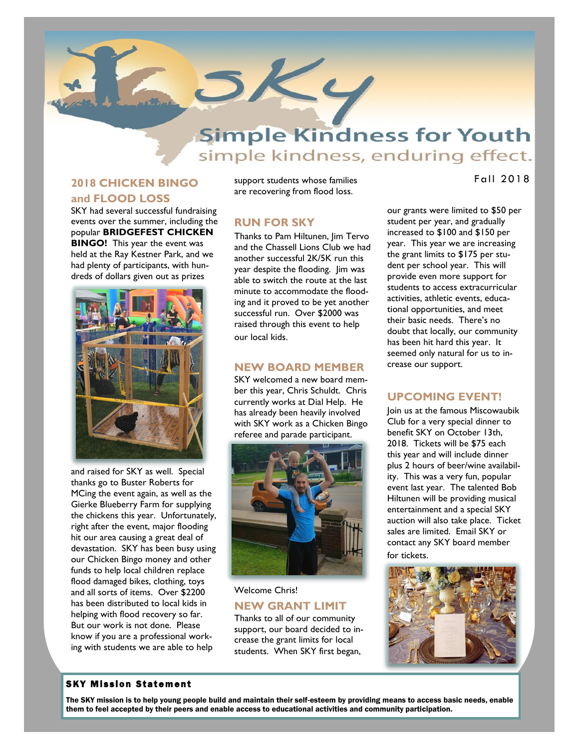# SKY

## Simple Kindness for Youth

simple kindness, enduring effect.

Fall 2018

### 2018 CHICKEN BINGO and FLOOD LOSS

SKY had several successful fundraising events over the summer, including the popular **BRIDGEFEST CHICKEN BINGO!** This year the event was held at the Ray Kestner Park, and we had plenty of participants, with hundreds of dollars given out as prizes and raised for SKY as well. Special thanks go to Buster Roberts for MCing the event again, as well as the Gierke Blueberry Farm for supplying the chickens this year. Unfortunately, right after the event, major flooding hit our area causing a great deal of devastation. SKY has been busy using our Chicken Bingo money and other funds to help local children replace flood damaged bikes, clothing, toys and all sorts of items. Over $2200 has been distributed to local kids in helping with flood recovery so far. But our work is not done. Please know if you are a professional working with students we are able to help support students whose families are recovering from flood loss.

### RUN FOR SKY

Thanks to Pam Hiltunen, Jim Tervo and the Chassell Lions Club we had another successful 2K/5K run this year despite the flooding. Jim was able to switch the route at the last minute to accommodate the flooding and it proved to be yet another successful run. Over $2000 was raised through this event to help our local kids.

### NEW BOARD MEMBER

SKY welcomed a new board member this year, Chris Schuldt. Chris currently works at Dial Help. He has already been heavily involved with SKY work as a Chicken Bingo referee and parade participant.

Welcome Chris!

### NEW GRANT LIMIT

Thanks to all of our community support, our board decided to increase the grant limits for local students. When SKY first began, our grants were limited to $50 per student per year, and gradually increased to $100 and $150 per year. This year we are increasing the grant limits to $175 per student per school year. This will provide even more support for students to access extracurricular activities, athletic events, educational opportunities, and meet their basic needs. There's no doubt that locally, our community has been hit hard this year. It seemed only natural for us to increase our support.

### UPCOMING EVENT!

Join us at the famous Miscowaubik Club for a very special dinner to benefit SKY on October 13th, 2018. Tickets will be $75 each this year and will include dinner plus 2 hours of beer/wine availability. This was a very fun, popular event last year. The talented Bob Hiltunen will be providing musical entertainment and a special SKY auction will also take place. Ticket sales are limited. Email SKY or contact any SKY board member for tickets.

### SKY Mission Statement

**The SKY mission is to help young people build and maintain their self-esteem by providing means to access basic needs, enable them to feel accepted by their peers and enable access to educational activities and community participation.**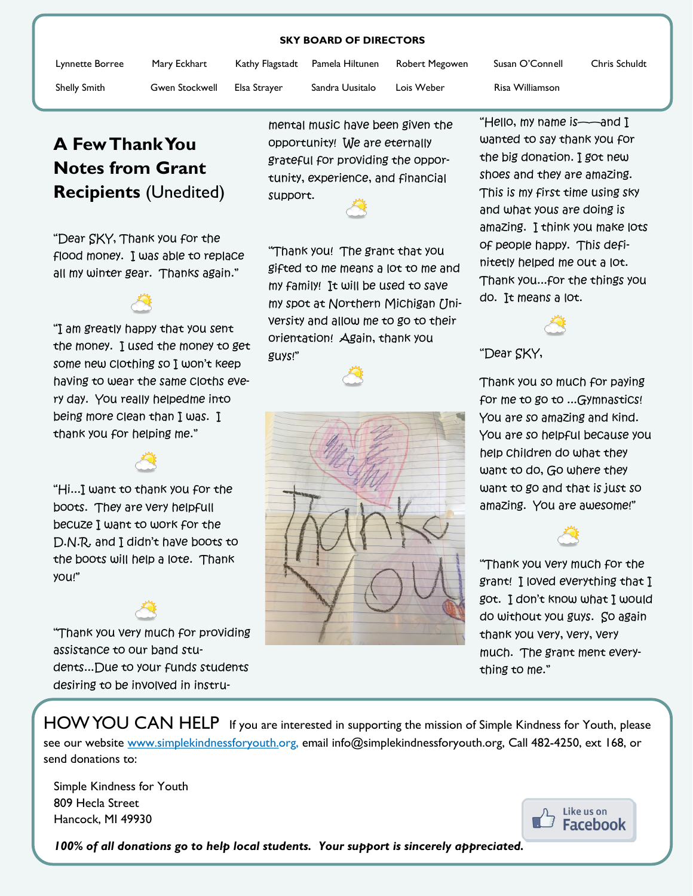**SKY BOARD OF DIRECTORS**

Lynnette Borree, Mary Eckhart, Kathy Flagstadt, Pamela Hiltunen, Robert Megowen, Susan O'Connell, Chris Schuldt, Shelly Smith, Gwen Stockwell, Elsa Strayer, Sandra Uusitalo, Lois Weber, Risa Williamson

## A Few Thank You Notes from Grant Recipients (Unedited)

"Dear SKY, Thank you for the flood money. I was able to replace all my winter gear. Thanks again."

"I am greatly happy that you sent the money. I used the money to get some new clothing so I won't keep having to wear the same cloths every day. You really helpedme into being more clean than I was. I thank you for helping me."

"Hi...I want to thank you for the boots. They are very helpfull becuze I want to work for the D.N.R. and I didn't have boots to the boots will help a lote. Thank you!"

"Thank you very much for providing assistance to our band students...Due to your funds students desiring to be involved in instrumental music have been given the opportunity! We are eternally grateful for providing the opportunity, experience, and financial support.

"Thank you! The grant that you gifted to me means a lot to me and my family! It will be used to save my spot at Northern Michigan University and allow me to go to their orientation! Again, thank you guys!"

"Hello, my name is——and I wanted to say thank you for the big donation. I got new shoes and they are amazing. This is my first time using sky and what yous are doing is amazing. I think you make lots of people happy. This definitely helped me out a lot. Thank you...for the things you do. It means a lot.

"Dear SKY,

Thank you so much for paying for me to go to ...Gymnastics! You are so amazing and kind. You are so helpful because you help children do what they want to do, Go where they want to go and that is just so amazing. You are awesome!"

"Thank you very much for the grant! I loved everything that I got. I don't know what I would do without you guys. So again thank you very, very, very much. The grant ment everything to me."

## HOW YOU CAN HELP

If you are interested in supporting the mission of Simple Kindness for Youth, please see our website www.simplekindnessforyouth.org, email info@simplekindnessforyouth.org, Call 482-4250, ext 168, or send donations to:

Simple Kindness for Youth
809 Hecla Street
Hancock, MI 49930

Like us on Facebook

***100% of all donations go to help local students. Your support is sincerely appreciated.***